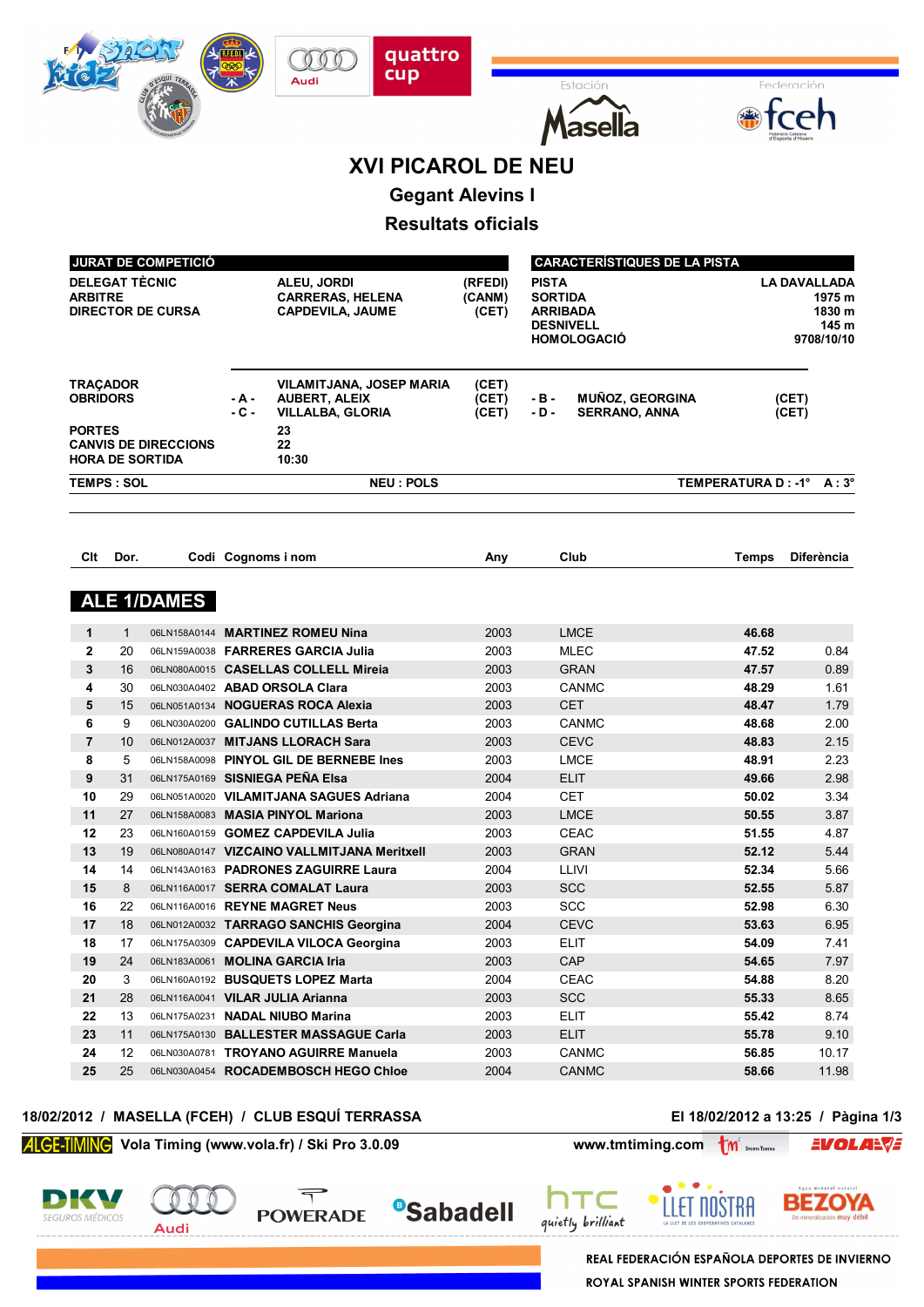# XVI PICAROL DE NEU

## Gegant Alevins I

## Resultats oficials

| JURAT DE COMPETICIÓ | | | |
|---|---|---|---|
| DELEGAT TÈCNIC | | ALEU, JORDI | (RFEDI) |
| ARBITRE | | CARRERAS, HELENA | (CANM) |
| DIRECTOR DE CURSA | | CAPDEVILA, JAUME | (CET) |

| CARACTERÍSTIQUES DE LA PISTA | |
|---|---|
| PISTA | LA DAVALLADA |
| SORTIDA | 1975 m |
| ARRIBADA | 1830 m |
| DESNIVELL | 145 m |
| HOMOLOGACIÓ | 9708/10/10 |

| | | | | | | |
|---|---|---|---|---|---|---|
| TRAÇADOR | | VILAMITJANA, JOSEP MARIA | (CET) | | | |
| OBRIDORS | - A - | AUBERT, ALEIX | (CET) | - B - | MUÑOZ, GEORGINA | (CET) |
| | - C - | VILLALBA, GLORIA | (CET) | - D - | SERRANO, ANNA | (CET) |
| PORTES | | 23 | | | | |
| CANVIS DE DIRECCIONS | | 22 | | | | |
| HORA DE SORTIDA | | 10:30 | | | | |

TEMPS : SOL — NEU : POLS — TEMPERATURA D : -1° A : 3°

### ALE 1/DAMES

| Clt | Dor. | Codi | Cognoms i nom | Any | Club | Temps | Diferència |
|---|---|---|---|---|---|---|---|
| 1 | 1 | 06LN158A0144 | **MARTINEZ ROMEU Nina** | 2003 | LMCE | **46.68** | |
| 2 | 20 | 06LN159A0038 | **FARRERES GARCIA Julia** | 2003 | MLEC | **47.52** | 0.84 |
| 3 | 16 | 06LN080A0015 | **CASELLAS COLLELL Mireia** | 2003 | GRAN | **47.57** | 0.89 |
| 4 | 30 | 06LN030A0402 | **ABAD ORSOLA Clara** | 2003 | CANMC | **48.29** | 1.61 |
| 5 | 15 | 06LN051A0134 | **NOGUERAS ROCA Alexia** | 2003 | CET | **48.47** | 1.79 |
| 6 | 9 | 06LN030A0200 | **GALINDO CUTILLAS Berta** | 2003 | CANMC | **48.68** | 2.00 |
| 7 | 10 | 06LN012A0037 | **MITJANS LLORACH Sara** | 2003 | CEVC | **48.83** | 2.15 |
| 8 | 5 | 06LN158A0098 | **PINYOL GIL DE BERNEBE Ines** | 2003 | LMCE | **48.91** | 2.23 |
| 9 | 31 | 06LN175A0169 | **SISNIEGA PEÑA Elsa** | 2004 | ELIT | **49.66** | 2.98 |
| 10 | 29 | 06LN051A0020 | **VILAMITJANA SAGUES Adriana** | 2004 | CET | **50.02** | 3.34 |
| 11 | 27 | 06LN158A0083 | **MASIA PINYOL Mariona** | 2003 | LMCE | **50.55** | 3.87 |
| 12 | 23 | 06LN160A0159 | **GOMEZ CAPDEVILA Julia** | 2003 | CEAC | **51.55** | 4.87 |
| 13 | 19 | 06LN080A0147 | **VIZCAINO VALLMITJANA Meritxell** | 2003 | GRAN | **52.12** | 5.44 |
| 14 | 14 | 06LN143A0163 | **PADRONES ZAGUIRRE Laura** | 2004 | LLIVI | **52.34** | 5.66 |
| 15 | 8 | 06LN116A0017 | **SERRA COMALAT Laura** | 2003 | SCC | **52.55** | 5.87 |
| 16 | 22 | 06LN116A0016 | **REYNE MAGRET Neus** | 2003 | SCC | **52.98** | 6.30 |
| 17 | 18 | 06LN012A0032 | **TARRAGO SANCHIS Georgina** | 2004 | CEVC | **53.63** | 6.95 |
| 18 | 17 | 06LN175A0309 | **CAPDEVILA VILOCA Georgina** | 2003 | ELIT | **54.09** | 7.41 |
| 19 | 24 | 06LN183A0061 | **MOLINA GARCIA Iria** | 2003 | CAP | **54.65** | 7.97 |
| 20 | 3 | 06LN160A0192 | **BUSQUETS LOPEZ Marta** | 2004 | CEAC | **54.88** | 8.20 |
| 21 | 28 | 06LN116A0041 | **VILAR JULIA Arianna** | 2003 | SCC | **55.33** | 8.65 |
| 22 | 13 | 06LN175A0231 | **NADAL NIUBO Marina** | 2003 | ELIT | **55.42** | 8.74 |
| 23 | 11 | 06LN175A0130 | **BALLESTER MASSAGUE Carla** | 2003 | ELIT | **55.78** | 9.10 |
| 24 | 12 | 06LN030A0781 | **TROYANO AGUIRRE Manuela** | 2003 | CANMC | **56.85** | 10.17 |
| 25 | 25 | 06LN030A0454 | **ROCADEMBOSCH HEGO Chloe** | 2004 | CANMC | **58.66** | 11.98 |

18/02/2012 / MASELLA (FCEH) / CLUB ESQUÍ TERRASSA — El 18/02/2012 a 13:25

ALGE-TIMING Vola Timing (www.vola.fr) / Ski Pro 3.0.09 — www.tmtiming.com

REAL FEDERACIÓN ESPAÑOLA DEPORTES DE INVIERNO
ROYAL SPANISH WINTER SPORTS FEDERATION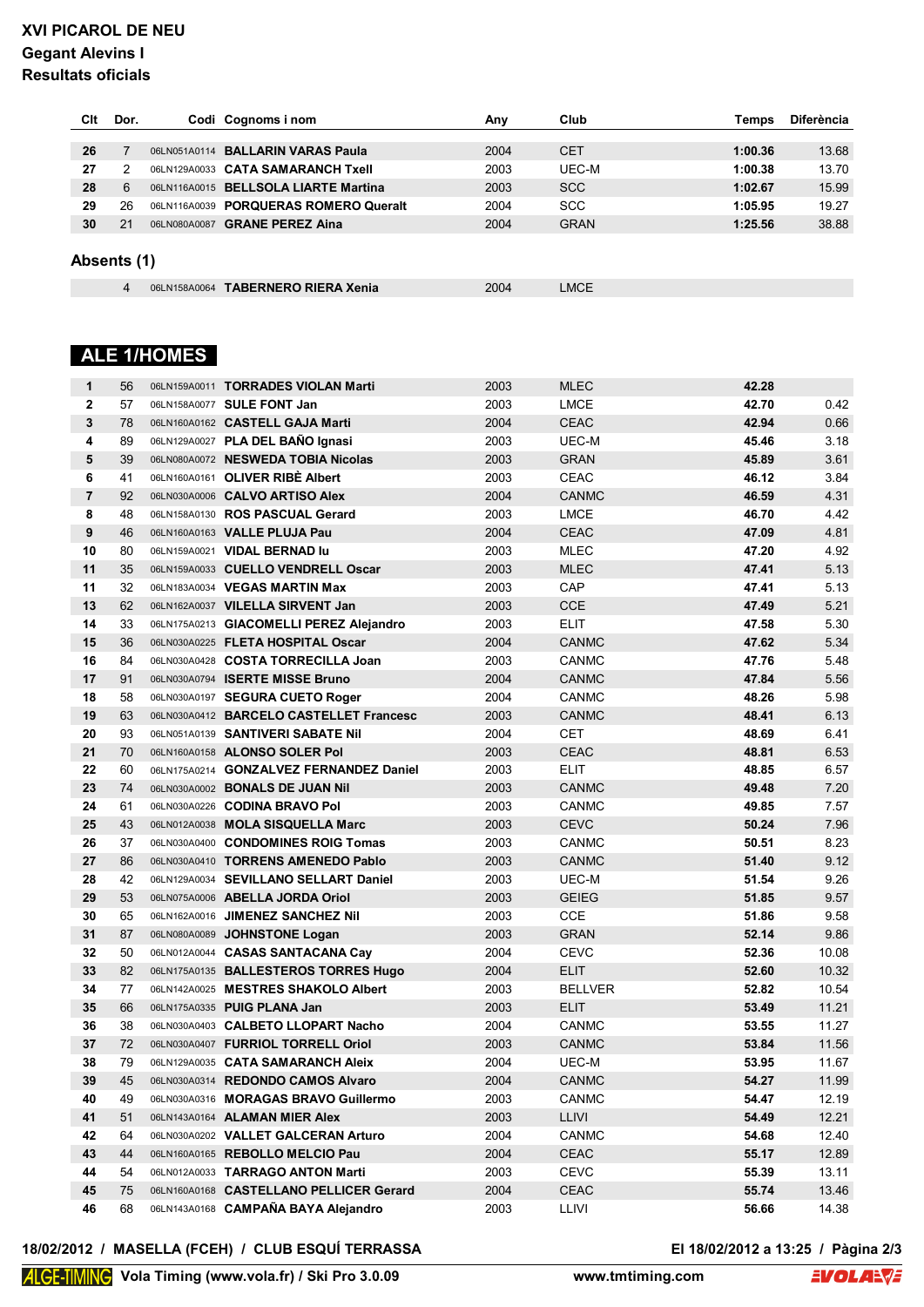# XVI PICAROL DE NEU

## Gegant Alevins I

## Resultats oficials

| Clt | Dor. | Codi | Cognoms i nom | Any | Club | Temps | Diferència |
|---|---|---|---|---|---|---|---|
| 26 | 7 | 06LN051A0114 | **BALLARIN VARAS Paula** | 2004 | CET | **1:00.36** | 13.68 |
| 27 | 2 | 06LN129A0033 | **CATA SAMARANCH Txell** | 2003 | UEC-M | **1:00.38** | 13.70 |
| 28 | 6 | 06LN116A0015 | **BELLSOLA LIARTE Martina** | 2003 | SCC | **1:02.67** | 15.99 |
| 29 | 26 | 06LN116A0039 | **PORQUERAS ROMERO Queralt** | 2004 | SCC | **1:05.95** | 19.27 |
| 30 | 21 | 06LN080A0087 | **GRANE PEREZ Aina** | 2004 | GRAN | **1:25.56** | 38.88 |

### Absents (1)

| Clt | Dor. | Codi | Cognoms i nom | Any | Club | Temps | Diferència |
|---|---|---|---|---|---|---|---|
| | 4 | 06LN158A0064 | **TABERNERO RIERA Xenia** | 2004 | LMCE | | |

## ALE 1/HOMES

| Clt | Dor. | Codi | Cognoms i nom | Any | Club | Temps | Diferència |
|---|---|---|---|---|---|---|---|
| 1 | 56 | 06LN159A0011 | **TORRADES VIOLAN Marti** | 2003 | MLEC | **42.28** | |
| 2 | 57 | 06LN158A0077 | **SULE FONT Jan** | 2003 | LMCE | **42.70** | 0.42 |
| 3 | 78 | 06LN160A0162 | **CASTELL GAJA Marti** | 2004 | CEAC | **42.94** | 0.66 |
| 4 | 89 | 06LN129A0027 | **PLA DEL BAÑO Ignasi** | 2003 | UEC-M | **45.46** | 3.18 |
| 5 | 39 | 06LN080A0072 | **NESWEDA TOBIA Nicolas** | 2003 | GRAN | **45.89** | 3.61 |
| 6 | 41 | 06LN160A0161 | **OLIVER RIBÈ Albert** | 2003 | CEAC | **46.12** | 3.84 |
| 7 | 92 | 06LN030A0006 | **CALVO ARTISO Alex** | 2004 | CANMC | **46.59** | 4.31 |
| 8 | 48 | 06LN158A0130 | **ROS PASCUAL Gerard** | 2003 | LMCE | **46.70** | 4.42 |
| 9 | 46 | 06LN160A0163 | **VALLE PLUJA Pau** | 2004 | CEAC | **47.09** | 4.81 |
| 10 | 80 | 06LN159A0021 | **VIDAL BERNAD Iu** | 2003 | MLEC | **47.20** | 4.92 |
| 11 | 35 | 06LN159A0033 | **CUELLO VENDRELL Oscar** | 2003 | MLEC | **47.41** | 5.13 |
| 11 | 32 | 06LN183A0034 | **VEGAS MARTIN Max** | 2003 | CAP | **47.41** | 5.13 |
| 13 | 62 | 06LN162A0037 | **VILELLA SIRVENT Jan** | 2003 | CCE | **47.49** | 5.21 |
| 14 | 33 | 06LN175A0213 | **GIACOMELLI PEREZ Alejandro** | 2003 | ELIT | **47.58** | 5.30 |
| 15 | 36 | 06LN030A0225 | **FLETA HOSPITAL Oscar** | 2004 | CANMC | **47.62** | 5.34 |
| 16 | 84 | 06LN030A0428 | **COSTA TORRECILLA Joan** | 2003 | CANMC | **47.76** | 5.48 |
| 17 | 91 | 06LN030A0794 | **ISERTE MISSE Bruno** | 2004 | CANMC | **47.84** | 5.56 |
| 18 | 58 | 06LN030A0197 | **SEGURA CUETO Roger** | 2004 | CANMC | **48.26** | 5.98 |
| 19 | 63 | 06LN030A0412 | **BARCELO CASTELLET Francesc** | 2003 | CANMC | **48.41** | 6.13 |
| 20 | 93 | 06LN051A0139 | **SANTIVERI SABATE Nil** | 2004 | CET | **48.69** | 6.41 |
| 21 | 70 | 06LN160A0158 | **ALONSO SOLER Pol** | 2003 | CEAC | **48.81** | 6.53 |
| 22 | 60 | 06LN175A0214 | **GONZALVEZ FERNANDEZ Daniel** | 2003 | ELIT | **48.85** | 6.57 |
| 23 | 74 | 06LN030A0002 | **BONALS DE JUAN Nil** | 2003 | CANMC | **49.48** | 7.20 |
| 24 | 61 | 06LN030A0226 | **CODINA BRAVO Pol** | 2003 | CANMC | **49.85** | 7.57 |
| 25 | 43 | 06LN012A0038 | **MOLA SISQUELLA Marc** | 2003 | CEVC | **50.24** | 7.96 |
| 26 | 37 | 06LN030A0400 | **CONDOMINES ROIG Tomas** | 2003 | CANMC | **50.51** | 8.23 |
| 27 | 86 | 06LN030A0410 | **TORRENS AMENEDO Pablo** | 2003 | CANMC | **51.40** | 9.12 |
| 28 | 42 | 06LN129A0034 | **SEVILLANO SELLART Daniel** | 2003 | UEC-M | **51.54** | 9.26 |
| 29 | 53 | 06LN075A0006 | **ABELLA JORDA Oriol** | 2003 | GEIEG | **51.85** | 9.57 |
| 30 | 65 | 06LN162A0016 | **JIMENEZ SANCHEZ Nil** | 2003 | CCE | **51.86** | 9.58 |
| 31 | 87 | 06LN080A0089 | **JOHNSTONE Logan** | 2003 | GRAN | **52.14** | 9.86 |
| 32 | 50 | 06LN012A0044 | **CASAS SANTACANA Cay** | 2004 | CEVC | **52.36** | 10.08 |
| 33 | 82 | 06LN175A0135 | **BALLESTEROS TORRES Hugo** | 2004 | ELIT | **52.60** | 10.32 |
| 34 | 77 | 06LN142A0025 | **MESTRES SHAKOLO Albert** | 2003 | BELLVER | **52.82** | 10.54 |
| 35 | 66 | 06LN175A0335 | **PUIG PLANA Jan** | 2003 | ELIT | **53.49** | 11.21 |
| 36 | 38 | 06LN030A0403 | **CALBETO LLOPART Nacho** | 2004 | CANMC | **53.55** | 11.27 |
| 37 | 72 | 06LN030A0407 | **FURRIOL TORRELL Oriol** | 2003 | CANMC | **53.84** | 11.56 |
| 38 | 79 | 06LN129A0035 | **CATA SAMARANCH Aleix** | 2004 | UEC-M | **53.95** | 11.67 |
| 39 | 45 | 06LN030A0314 | **REDONDO CAMOS Alvaro** | 2004 | CANMC | **54.27** | 11.99 |
| 40 | 49 | 06LN030A0316 | **MORAGAS BRAVO Guillermo** | 2003 | CANMC | **54.47** | 12.19 |
| 41 | 51 | 06LN143A0164 | **ALAMAN MIER Alex** | 2003 | LLIVI | **54.49** | 12.21 |
| 42 | 64 | 06LN030A0202 | **VALLET GALCERAN Arturo** | 2004 | CANMC | **54.68** | 12.40 |
| 43 | 44 | 06LN160A0165 | **REBOLLO MELCIO Pau** | 2004 | CEAC | **55.17** | 12.89 |
| 44 | 54 | 06LN012A0033 | **TARRAGO ANTON Marti** | 2003 | CEVC | **55.39** | 13.11 |
| 45 | 75 | 06LN160A0168 | **CASTELLANO PELLICER Gerard** | 2004 | CEAC | **55.74** | 13.46 |
| 46 | 68 | 06LN143A0168 | **CAMPAÑA BAYA Alejandro** | 2003 | LLIVI | **56.66** | 14.38 |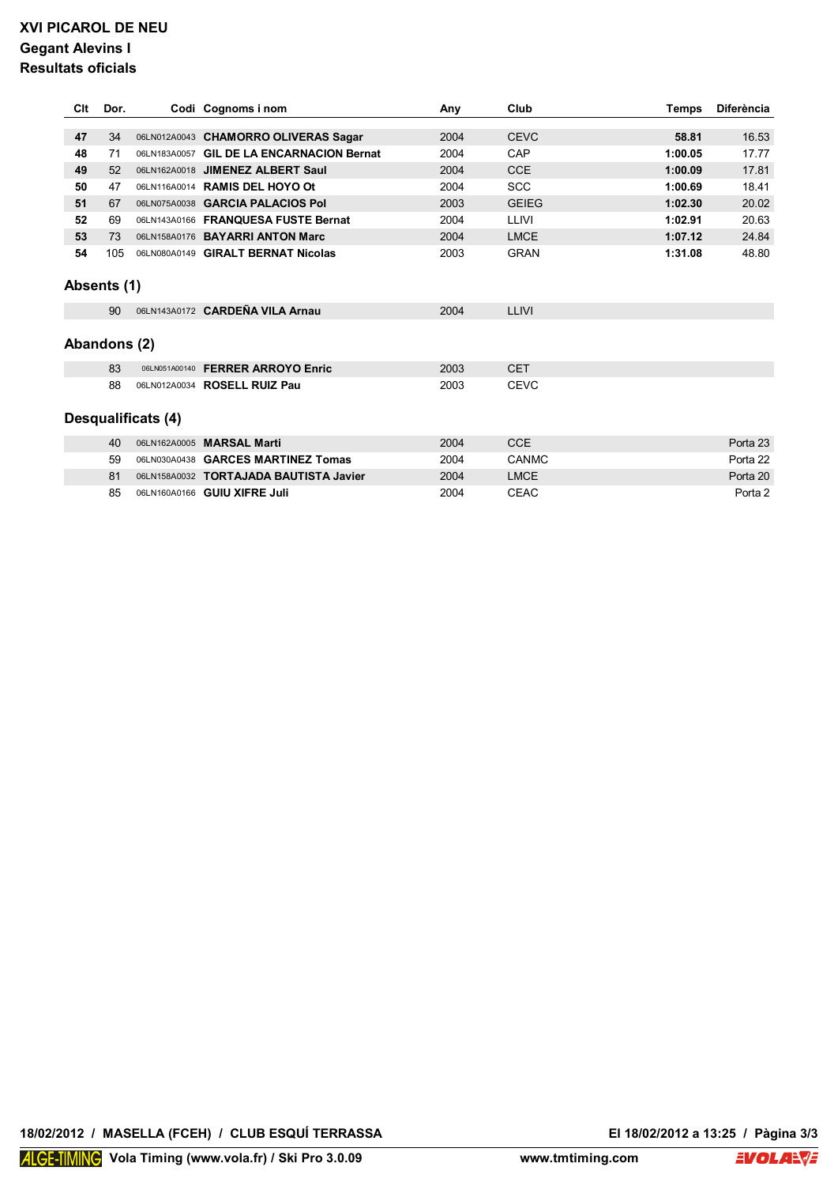# XVI PICAROL DE NEU

## Gegant Alevins I

## Resultats oficials

| Clt | Dor. | Codi | Cognoms i nom | Any | Club | Temps | Diferència |
|---|---|---|---|---|---|---|---|
| 47 | 34 | 06LN012A0043 | **CHAMORRO OLIVERAS Sagar** | 2004 | CEVC | **58.81** | 16.53 |
| 48 | 71 | 06LN183A0057 | **GIL DE LA ENCARNACION Bernat** | 2004 | CAP | **1:00.05** | 17.77 |
| 49 | 52 | 06LN162A0018 | **JIMENEZ ALBERT Saul** | 2004 | CCE | **1:00.09** | 17.81 |
| 50 | 47 | 06LN116A0014 | **RAMIS DEL HOYO Ot** | 2004 | SCC | **1:00.69** | 18.41 |
| 51 | 67 | 06LN075A0038 | **GARCIA PALACIOS Pol** | 2003 | GEIEG | **1:02.30** | 20.02 |
| 52 | 69 | 06LN143A0166 | **FRANQUESA FUSTE Bernat** | 2004 | LLIVI | **1:02.91** | 20.63 |
| 53 | 73 | 06LN158A0176 | **BAYARRI ANTON Marc** | 2004 | LMCE | **1:07.12** | 24.84 |
| 54 | 105 | 06LN080A0149 | **GIRALT BERNAT Nicolas** | 2003 | GRAN | **1:31.08** | 48.80 |

### Absents (1)

| Dor. | Codi | Cognoms i nom | Any | Club |
|---|---|---|---|---|
| 90 | 06LN143A0172 | **CARDEÑA VILA Arnau** | 2004 | LLIVI |

### Abandons (2)

| Dor. | Codi | Cognoms i nom | Any | Club |
|---|---|---|---|---|
| 83 | 06LN051A00140 | **FERRER ARROYO Enric** | 2003 | CET |
| 88 | 06LN012A0034 | **ROSELL RUIZ Pau** | 2003 | CEVC |

### Desqualificats (4)

| Dor. | Codi | Cognoms i nom | Any | Club | |
|---|---|---|---|---|---|
| 40 | 06LN162A0005 | **MARSAL Marti** | 2004 | CCE | Porta 23 |
| 59 | 06LN030A0438 | **GARCES MARTINEZ Tomas** | 2004 | CANMC | Porta 22 |
| 81 | 06LN158A0032 | **TORTAJADA BAUTISTA Javier** | 2004 | LMCE | Porta 20 |
| 85 | 06LN160A0166 | **GUIU XIFRE Juli** | 2004 | CEAC | Porta 2 |

**18/02/2012 / MASELLA (FCEH) / CLUB ESQUÍ TERRASSA** — **El 18/02/2012 a 13:25**

ALGE-TIMING **Vola Timing (www.vola.fr) / Ski Pro 3.0.09** — **www.tmtiming.com**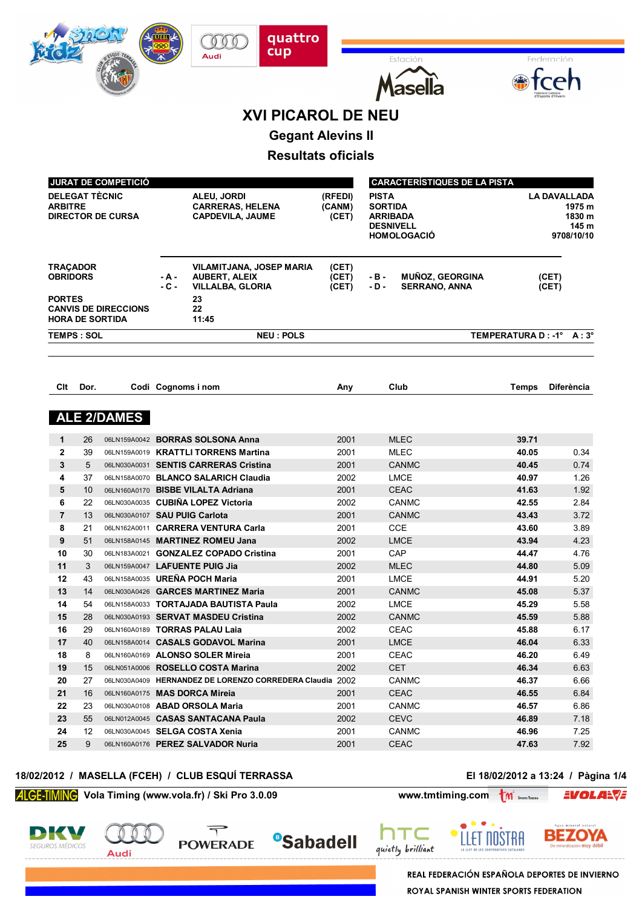# XVI PICAROL DE NEU

## Gegant Alevins II

## Resultats oficials

| JURAT DE COMPETICIÓ | | | | CARACTERÍSTIQUES DE LA PISTA | |
|---|---|---|---|---|---|
| DELEGAT TÈCNIC | | ALEU, JORDI | (RFEDI) | PISTA | LA DAVALLADA |
| ARBITRE | | CARRERAS, HELENA | (CANM) | SORTIDA | 1975 m |
| DIRECTOR DE CURSA | | CAPDEVILA, JAUME | (CET) | ARRIBADA | 1830 m |
| | | | | DESNIVELL | 145 m |
| | | | | HOMOLOGACIÓ | 9708/10/10 |

| | | | | | | |
|---|---|---|---|---|---|---|
| TRAÇADOR | | VILAMITJANA, JOSEP MARIA | (CET) | | | |
| OBRIDORS | - A - | AUBERT, ALEIX | (CET) | - B - | MUÑOZ, GEORGINA | (CET) |
| | - C - | VILLALBA, GLORIA | (CET) | - D - | SERRANO, ANNA | (CET) |
| PORTES | | 23 | | | | |
| CANVIS DE DIRECCIONS | | 22 | | | | |
| HORA DE SORTIDA | | 11:45 | | | | |

TEMPS : SOL  NEU : POLS  TEMPERATURA D : -1° A : 3°

### ALE 2/DAMES

| Clt | Dor. | Codi | Cognoms i nom | Any | Club | Temps | Diferència |
|---|---|---|---|---|---|---|---|
| 1 | 26 | 06LN159A0042 | BORRAS SOLSONA Anna | 2001 | MLEC | 39.71 | |
| 2 | 39 | 06LN159A0019 | KRATTLI TORRENS Martina | 2001 | MLEC | 40.05 | 0.34 |
| 3 | 5 | 06LN030A0031 | SENTIS CARRERAS Cristina | 2001 | CANMC | 40.45 | 0.74 |
| 4 | 37 | 06LN158A0070 | BLANCO SALARICH Claudia | 2002 | LMCE | 40.97 | 1.26 |
| 5 | 10 | 06LN160A0170 | BISBE VILALTA Adriana | 2001 | CEAC | 41.63 | 1.92 |
| 6 | 22 | 06LN030A0035 | CUBIÑA LOPEZ Victoria | 2002 | CANMC | 42.55 | 2.84 |
| 7 | 13 | 06LN030A0107 | SAU PUIG Carlota | 2001 | CANMC | 43.43 | 3.72 |
| 8 | 21 | 06LN162A0011 | CARRERA VENTURA Carla | 2001 | CCE | 43.60 | 3.89 |
| 9 | 51 | 06LN158A0145 | MARTINEZ ROMEU Jana | 2002 | LMCE | 43.94 | 4.23 |
| 10 | 30 | 06LN183A0021 | GONZALEZ COPADO Cristina | 2001 | CAP | 44.47 | 4.76 |
| 11 | 3 | 06LN159A0047 | LAFUENTE PUIG Jia | 2002 | MLEC | 44.80 | 5.09 |
| 12 | 43 | 06LN158A0035 | UREÑA POCH Maria | 2001 | LMCE | 44.91 | 5.20 |
| 13 | 14 | 06LN030A0426 | GARCES MARTINEZ Maria | 2001 | CANMC | 45.08 | 5.37 |
| 14 | 54 | 06LN158A0033 | TORTAJADA BAUTISTA Paula | 2002 | LMCE | 45.29 | 5.58 |
| 15 | 28 | 06LN030A0193 | SERVAT MASDEU Cristina | 2002 | CANMC | 45.59 | 5.88 |
| 16 | 29 | 06LN160A0189 | TORRAS PALAU Laia | 2002 | CEAC | 45.88 | 6.17 |
| 17 | 40 | 06LN158A0014 | CASALS GODAVOL Marina | 2001 | LMCE | 46.04 | 6.33 |
| 18 | 8 | 06LN160A0169 | ALONSO SOLER Mireia | 2001 | CEAC | 46.20 | 6.49 |
| 19 | 15 | 06LN051A0006 | ROSELLO COSTA Marina | 2002 | CET | 46.34 | 6.63 |
| 20 | 27 | 06LN030A0409 | HERNANDEZ DE LORENZO CORREDERA Claudia | 2002 | CANMC | 46.37 | 6.66 |
| 21 | 16 | 06LN160A0175 | MAS DORCA Mireia | 2001 | CEAC | 46.55 | 6.84 |
| 22 | 23 | 06LN030A0108 | ABAD ORSOLA Maria | 2001 | CANMC | 46.57 | 6.86 |
| 23 | 55 | 06LN012A0045 | CASAS SANTACANA Paula | 2002 | CEVC | 46.89 | 7.18 |
| 24 | 12 | 06LN030A0045 | SELGA COSTA Xenia | 2001 | CANMC | 46.96 | 7.25 |
| 25 | 9 | 06LN160A0176 | PEREZ SALVADOR Nuria | 2001 | CEAC | 47.63 | 7.92 |

18/02/2012 / MASELLA (FCEH) / CLUB ESQUÍ TERRASSA  El 18/02/2012 a 13:24 / Pàgina 1/4

ALGE-TIMING Vola Timing (www.vola.fr) / Ski Pro 3.0.09  www.tmtiming.com

REAL FEDERACIÓN ESPAÑOLA DEPORTES DE INVIERNO
ROYAL SPANISH WINTER SPORTS FEDERATION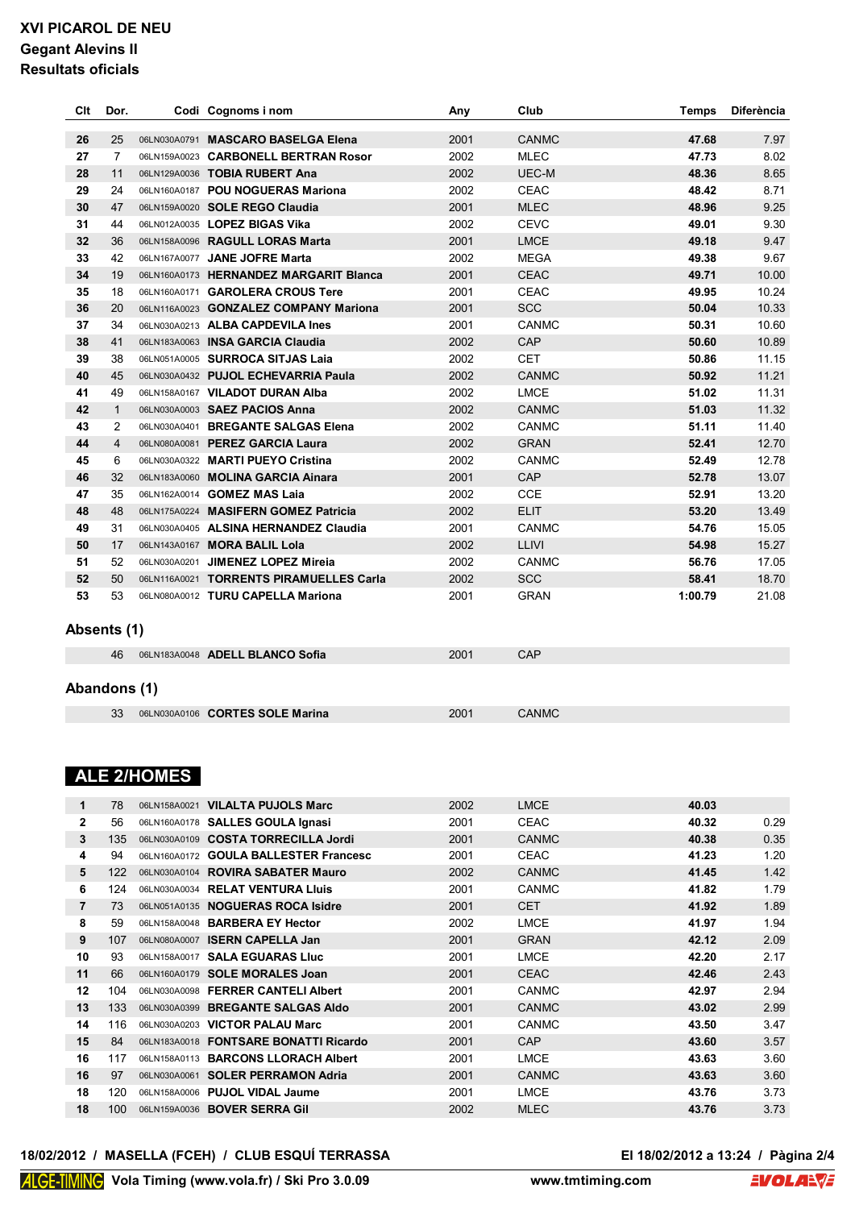# XVI PICAROL DE NEU
## Gegant Alevins II
## Resultats oficials

| Clt | Dor. | Codi | Cognoms i nom | Any | Club | Temps | Diferència |
|---|---|---|---|---|---|---|---|
| 26 | 25 | 06LN030A0791 | **MASCARO BASELGA Elena** | 2001 | CANMC | **47.68** | 7.97 |
| 27 | 7 | 06LN159A0023 | **CARBONELL BERTRAN Rosor** | 2002 | MLEC | **47.73** | 8.02 |
| 28 | 11 | 06LN129A0036 | **TOBIA RUBERT Ana** | 2002 | UEC-M | **48.36** | 8.65 |
| 29 | 24 | 06LN160A0187 | **POU NOGUERAS Mariona** | 2002 | CEAC | **48.42** | 8.71 |
| 30 | 47 | 06LN159A0020 | **SOLE REGO Claudia** | 2001 | MLEC | **48.96** | 9.25 |
| 31 | 44 | 06LN012A0035 | **LOPEZ BIGAS Vika** | 2002 | CEVC | **49.01** | 9.30 |
| 32 | 36 | 06LN158A0096 | **RAGULL LORAS Marta** | 2001 | LMCE | **49.18** | 9.47 |
| 33 | 42 | 06LN167A0077 | **JANE JOFRE Marta** | 2002 | MEGA | **49.38** | 9.67 |
| 34 | 19 | 06LN160A0173 | **HERNANDEZ MARGARIT Blanca** | 2001 | CEAC | **49.71** | 10.00 |
| 35 | 18 | 06LN160A0171 | **GAROLERA CROUS Tere** | 2001 | CEAC | **49.95** | 10.24 |
| 36 | 20 | 06LN116A0023 | **GONZALEZ COMPANY Mariona** | 2001 | SCC | **50.04** | 10.33 |
| 37 | 34 | 06LN030A0213 | **ALBA CAPDEVILA Ines** | 2001 | CANMC | **50.31** | 10.60 |
| 38 | 41 | 06LN183A0063 | **INSA GARCIA Claudia** | 2002 | CAP | **50.60** | 10.89 |
| 39 | 38 | 06LN051A0005 | **SURROCA SITJAS Laia** | 2002 | CET | **50.86** | 11.15 |
| 40 | 45 | 06LN030A0432 | **PUJOL ECHEVARRIA Paula** | 2002 | CANMC | **50.92** | 11.21 |
| 41 | 49 | 06LN158A0167 | **VILADOT DURAN Alba** | 2002 | LMCE | **51.02** | 11.31 |
| 42 | 1 | 06LN030A0003 | **SAEZ PACIOS Anna** | 2002 | CANMC | **51.03** | 11.32 |
| 43 | 2 | 06LN030A0401 | **BREGANTE SALGAS Elena** | 2002 | CANMC | **51.11** | 11.40 |
| 44 | 4 | 06LN080A0081 | **PEREZ GARCIA Laura** | 2002 | GRAN | **52.41** | 12.70 |
| 45 | 6 | 06LN030A0322 | **MARTI PUEYO Cristina** | 2002 | CANMC | **52.49** | 12.78 |
| 46 | 32 | 06LN183A0060 | **MOLINA GARCIA Ainara** | 2001 | CAP | **52.78** | 13.07 |
| 47 | 35 | 06LN162A0014 | **GOMEZ MAS Laia** | 2002 | CCE | **52.91** | 13.20 |
| 48 | 48 | 06LN175A0224 | **MASIFERN GOMEZ Patricia** | 2002 | ELIT | **53.20** | 13.49 |
| 49 | 31 | 06LN030A0405 | **ALSINA HERNANDEZ Claudia** | 2001 | CANMC | **54.76** | 15.05 |
| 50 | 17 | 06LN143A0167 | **MORA BALIL Lola** | 2002 | LLIVI | **54.98** | 15.27 |
| 51 | 52 | 06LN030A0201 | **JIMENEZ LOPEZ Mireia** | 2002 | CANMC | **56.76** | 17.05 |
| 52 | 50 | 06LN116A0021 | **TORRENTS PIRAMUELLES Carla** | 2002 | SCC | **58.41** | 18.70 |
| 53 | 53 | 06LN080A0012 | **TURU CAPELLA Mariona** | 2001 | GRAN | **1:00.79** | 21.08 |

### Absents (1)

| Dor. | Codi | Cognoms i nom | Any | Club |
|---|---|---|---|---|
| 46 | 06LN183A0048 | **ADELL BLANCO Sofia** | 2001 | CAP |

### Abandons (1)

| Dor. | Codi | Cognoms i nom | Any | Club |
|---|---|---|---|---|
| 33 | 06LN030A0106 | **CORTES SOLE Marina** | 2001 | CANMC |

## ALE 2/HOMES

| Clt | Dor. | Codi | Cognoms i nom | Any | Club | Temps | Diferència |
|---|---|---|---|---|---|---|---|
| 1 | 78 | 06LN158A0021 | **VILALTA PUJOLS Marc** | 2002 | LMCE | **40.03** | |
| 2 | 56 | 06LN160A0178 | **SALLES GOULA Ignasi** | 2001 | CEAC | **40.32** | 0.29 |
| 3 | 135 | 06LN030A0109 | **COSTA TORRECILLA Jordi** | 2001 | CANMC | **40.38** | 0.35 |
| 4 | 94 | 06LN160A0172 | **GOULA BALLESTER Francesc** | 2001 | CEAC | **41.23** | 1.20 |
| 5 | 122 | 06LN030A0104 | **ROVIRA SABATER Mauro** | 2002 | CANMC | **41.45** | 1.42 |
| 6 | 124 | 06LN030A0034 | **RELAT VENTURA Lluis** | 2001 | CANMC | **41.82** | 1.79 |
| 7 | 73 | 06LN051A0135 | **NOGUERAS ROCA Isidre** | 2001 | CET | **41.92** | 1.89 |
| 8 | 59 | 06LN158A0048 | **BARBERA EY Hector** | 2002 | LMCE | **41.97** | 1.94 |
| 9 | 107 | 06LN080A0007 | **ISERN CAPELLA Jan** | 2001 | GRAN | **42.12** | 2.09 |
| 10 | 93 | 06LN158A0017 | **SALA EGUARAS Lluc** | 2001 | LMCE | **42.20** | 2.17 |
| 11 | 66 | 06LN160A0179 | **SOLE MORALES Joan** | 2001 | CEAC | **42.46** | 2.43 |
| 12 | 104 | 06LN030A0098 | **FERRER CANTELI Albert** | 2001 | CANMC | **42.97** | 2.94 |
| 13 | 133 | 06LN030A0399 | **BREGANTE SALGAS Aldo** | 2001 | CANMC | **43.02** | 2.99 |
| 14 | 116 | 06LN030A0203 | **VICTOR PALAU Marc** | 2001 | CANMC | **43.50** | 3.47 |
| 15 | 84 | 06LN183A0018 | **FONTSARE BONATTI Ricardo** | 2001 | CAP | **43.60** | 3.57 |
| 16 | 117 | 06LN158A0113 | **BARCONS LLORACH Albert** | 2001 | LMCE | **43.63** | 3.60 |
| 16 | 97 | 06LN030A0061 | **SOLER PERRAMON Adria** | 2001 | CANMC | **43.63** | 3.60 |
| 18 | 120 | 06LN158A0006 | **PUJOL VIDAL Jaume** | 2001 | LMCE | **43.76** | 3.73 |
| 18 | 100 | 06LN159A0036 | **BOVER SERRA Gil** | 2002 | MLEC | **43.76** | 3.73 |

18/02/2012 / MASELLA (FCEH) / CLUB ESQUÍ TERRASSA

El 18/02/2012 a 13:24

Vola Timing (www.vola.fr) / Ski Pro 3.0.09 — www.tmtiming.com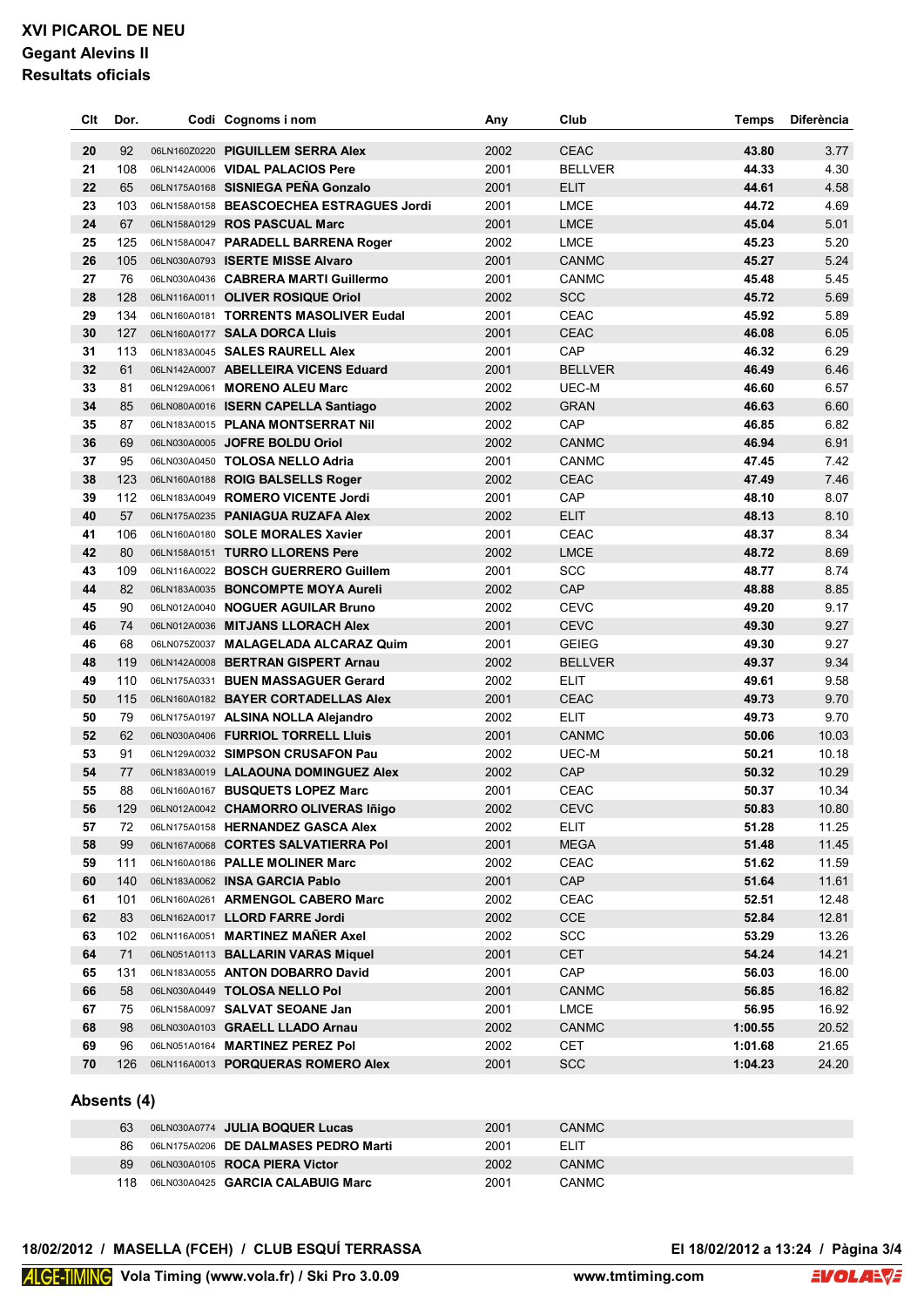**XVI PICAROL DE NEU**
**Gegant Alevins II**
**Resultats oficials**

| Clt | Dor. | Codi | Cognoms i nom | Any | Club | Temps | Diferència |
|---|---|---|---|---|---|---|---|
| 20 | 92 | 06LN160Z0220 | **PIGUILLEM SERRA Alex** | 2002 | CEAC | **43.80** | 3.77 |
| 21 | 108 | 06LN142A0006 | **VIDAL PALACIOS Pere** | 2001 | BELLVER | **44.33** | 4.30 |
| 22 | 65 | 06LN175A0168 | **SISNIEGA PEÑA Gonzalo** | 2001 | ELIT | **44.61** | 4.58 |
| 23 | 103 | 06LN158A0158 | **BEASCOECHEA ESTRAGUES Jordi** | 2001 | LMCE | **44.72** | 4.69 |
| 24 | 67 | 06LN158A0129 | **ROS PASCUAL Marc** | 2001 | LMCE | **45.04** | 5.01 |
| 25 | 125 | 06LN158A0047 | **PARADELL BARRENA Roger** | 2002 | LMCE | **45.23** | 5.20 |
| 26 | 105 | 06LN030A0793 | **ISERTE MISSE Alvaro** | 2001 | CANMC | **45.27** | 5.24 |
| 27 | 76 | 06LN030A0436 | **CABRERA MARTI Guillermo** | 2001 | CANMC | **45.48** | 5.45 |
| 28 | 128 | 06LN116A0011 | **OLIVER ROSIQUE Oriol** | 2002 | SCC | **45.72** | 5.69 |
| 29 | 134 | 06LN160A0181 | **TORRENTS MASOLIVER Eudal** | 2001 | CEAC | **45.92** | 5.89 |
| 30 | 127 | 06LN160A0177 | **SALA DORCA Lluis** | 2001 | CEAC | **46.08** | 6.05 |
| 31 | 113 | 06LN183A0045 | **SALES RAURELL Alex** | 2001 | CAP | **46.32** | 6.29 |
| 32 | 61 | 06LN142A0007 | **ABELLEIRA VICENS Eduard** | 2001 | BELLVER | **46.49** | 6.46 |
| 33 | 81 | 06LN129A0061 | **MORENO ALEU Marc** | 2002 | UEC-M | **46.60** | 6.57 |
| 34 | 85 | 06LN080A0016 | **ISERN CAPELLA Santiago** | 2002 | GRAN | **46.63** | 6.60 |
| 35 | 87 | 06LN183A0015 | **PLANA MONTSERRAT Nil** | 2002 | CAP | **46.85** | 6.82 |
| 36 | 69 | 06LN030A0005 | **JOFRE BOLDU Oriol** | 2002 | CANMC | **46.94** | 6.91 |
| 37 | 95 | 06LN030A0450 | **TOLOSA NELLO Adria** | 2001 | CANMC | **47.45** | 7.42 |
| 38 | 123 | 06LN160A0188 | **ROIG BALSELLS Roger** | 2002 | CEAC | **47.49** | 7.46 |
| 39 | 112 | 06LN183A0049 | **ROMERO VICENTE Jordi** | 2001 | CAP | **48.10** | 8.07 |
| 40 | 57 | 06LN175A0235 | **PANIAGUA RUZAFA Alex** | 2002 | ELIT | **48.13** | 8.10 |
| 41 | 106 | 06LN160A0180 | **SOLE MORALES Xavier** | 2001 | CEAC | **48.37** | 8.34 |
| 42 | 80 | 06LN158A0151 | **TURRO LLORENS Pere** | 2002 | LMCE | **48.72** | 8.69 |
| 43 | 109 | 06LN116A0022 | **BOSCH GUERRERO Guillem** | 2001 | SCC | **48.77** | 8.74 |
| 44 | 82 | 06LN183A0035 | **BONCOMPTE MOYA Aureli** | 2002 | CAP | **48.88** | 8.85 |
| 45 | 90 | 06LN012A0040 | **NOGUER AGUILAR Bruno** | 2002 | CEVC | **49.20** | 9.17 |
| 46 | 74 | 06LN012A0036 | **MITJANS LLORACH Alex** | 2001 | CEVC | **49.30** | 9.27 |
| 46 | 68 | 06LN075Z0037 | **MALAGELADA ALCARAZ Quim** | 2001 | GEIEG | **49.30** | 9.27 |
| 48 | 119 | 06LN142A0008 | **BERTRAN GISPERT Arnau** | 2002 | BELLVER | **49.37** | 9.34 |
| 49 | 110 | 06LN175A0331 | **BUEN MASSAGUER Gerard** | 2002 | ELIT | **49.61** | 9.58 |
| 50 | 115 | 06LN160A0182 | **BAYER CORTADELLAS Alex** | 2001 | CEAC | **49.73** | 9.70 |
| 50 | 79 | 06LN175A0197 | **ALSINA NOLLA Alejandro** | 2002 | ELIT | **49.73** | 9.70 |
| 52 | 62 | 06LN030A0406 | **FURRIOL TORRELL Lluis** | 2001 | CANMC | **50.06** | 10.03 |
| 53 | 91 | 06LN129A0032 | **SIMPSON CRUSAFON Pau** | 2002 | UEC-M | **50.21** | 10.18 |
| 54 | 77 | 06LN183A0019 | **LALAOUNA DOMINGUEZ Alex** | 2002 | CAP | **50.32** | 10.29 |
| 55 | 88 | 06LN160A0167 | **BUSQUETS LOPEZ Marc** | 2001 | CEAC | **50.37** | 10.34 |
| 56 | 129 | 06LN012A0042 | **CHAMORRO OLIVERAS Iñigo** | 2002 | CEVC | **50.83** | 10.80 |
| 57 | 72 | 06LN175A0158 | **HERNANDEZ GASCA Alex** | 2002 | ELIT | **51.28** | 11.25 |
| 58 | 99 | 06LN167A0068 | **CORTES SALVATIERRA Pol** | 2001 | MEGA | **51.48** | 11.45 |
| 59 | 111 | 06LN160A0186 | **PALLE MOLINER Marc** | 2002 | CEAC | **51.62** | 11.59 |
| 60 | 140 | 06LN183A0062 | **INSA GARCIA Pablo** | 2001 | CAP | **51.64** | 11.61 |
| 61 | 101 | 06LN160A0261 | **ARMENGOL CABERO Marc** | 2002 | CEAC | **52.51** | 12.48 |
| 62 | 83 | 06LN162A0017 | **LLORD FARRE Jordi** | 2002 | CCE | **52.84** | 12.81 |
| 63 | 102 | 06LN116A0051 | **MARTINEZ MAÑER Axel** | 2002 | SCC | **53.29** | 13.26 |
| 64 | 71 | 06LN051A0113 | **BALLARIN VARAS Miquel** | 2001 | CET | **54.24** | 14.21 |
| 65 | 131 | 06LN183A0055 | **ANTON DOBARRO David** | 2001 | CAP | **56.03** | 16.00 |
| 66 | 58 | 06LN030A0449 | **TOLOSA NELLO Pol** | 2001 | CANMC | **56.85** | 16.82 |
| 67 | 75 | 06LN158A0097 | **SALVAT SEOANE Jan** | 2001 | LMCE | **56.95** | 16.92 |
| 68 | 98 | 06LN030A0103 | **GRAELL LLADO Arnau** | 2002 | CANMC | **1:00.55** | 20.52 |
| 69 | 96 | 06LN051A0164 | **MARTINEZ PEREZ Pol** | 2002 | CET | **1:01.68** | 21.65 |
| 70 | 126 | 06LN116A0013 | **PORQUERAS ROMERO Alex** | 2001 | SCC | **1:04.23** | 24.20 |

## Absents (4)

| Dor. | Codi | Cognoms i nom | Any | Club |
|---|---|---|---|---|
| 63 | 06LN030A0774 | **JULIA BOQUER Lucas** | 2001 | CANMC |
| 86 | 06LN175A0206 | **DE DALMASES PEDRO Marti** | 2001 | ELIT |
| 89 | 06LN030A0105 | **ROCA PIERA Victor** | 2002 | CANMC |
| 118 | 06LN030A0425 | **GARCIA CALABUIG Marc** | 2001 | CANMC |

**18/02/2012 / MASELLA (FCEH) / CLUB ESQUÍ TERRASSA** **El 18/02/2012 a 13:24**

ALGE-TIMING **Vola Timing (www.vola.fr) / Ski Pro 3.0.09** **www.tmtiming.com** VOLA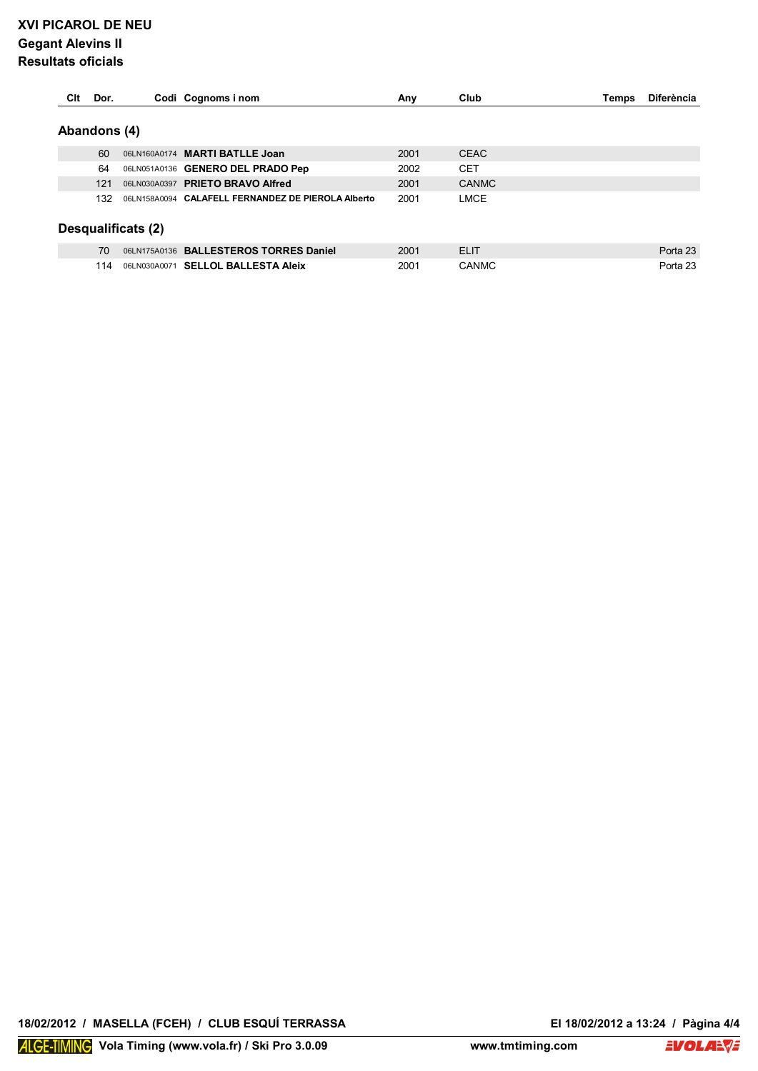**XVI PICAROL DE NEU**
**Gegant Alevins II**
**Resultats oficials**

| Clt | Dor. | Codi | Cognoms i nom | Any | Club | Temps | Diferència |
|---|---|---|---|---|---|---|---|
| **Abandons (4)** | | | | | | | |
| | 60 | 06LN160A0174 | **MARTI BATLLE Joan** | 2001 | CEAC | | |
| | 64 | 06LN051A0136 | **GENERO DEL PRADO Pep** | 2002 | CET | | |
| | 121 | 06LN030A0397 | **PRIETO BRAVO Alfred** | 2001 | CANMC | | |
| | 132 | 06LN158A0094 | **CALAFELL FERNANDEZ DE PIEROLA Alberto** | 2001 | LMCE | | |
| **Desqualificats (2)** | | | | | | | |
| | 70 | 06LN175A0136 | **BALLESTEROS TORRES Daniel** | 2001 | ELIT | | Porta 23 |
| | 114 | 06LN030A0071 | **SELLOL BALLESTA Aleix** | 2001 | CANMC | | Porta 23 |

**18/02/2012 / MASELLA (FCEH) / CLUB ESQUÍ TERRASSA** — **El 18/02/2012 a 13:24**

ALGE-TIMING **Vola Timing (www.vola.fr) / Ski Pro 3.0.09** — **www.tmtiming.com**